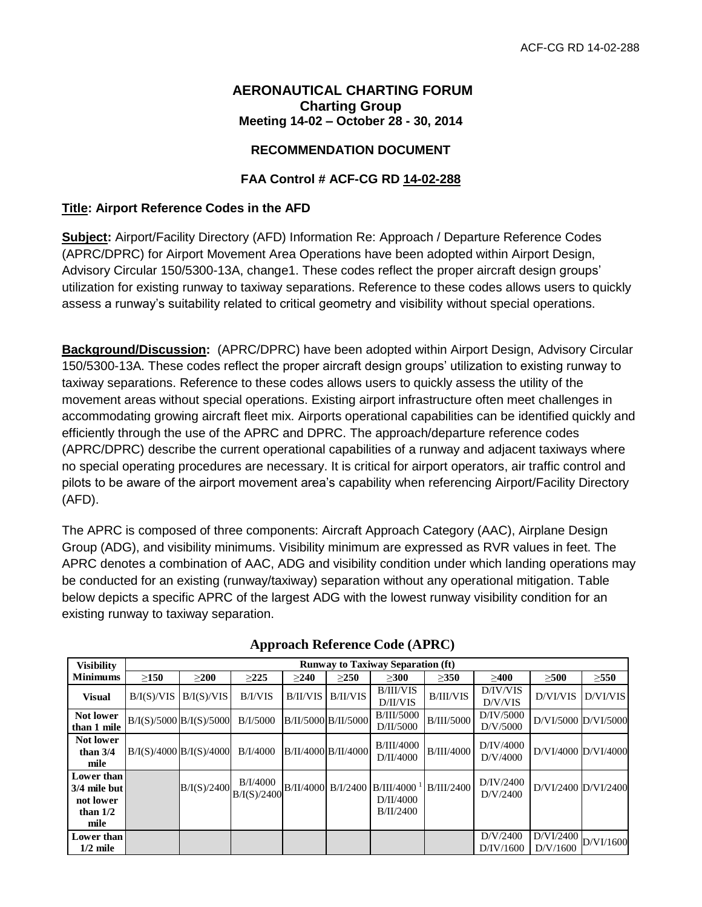# AERONAUTICAL CHARTING FORUM
## Charting Group
### Meeting 14-02 – October 28 - 30, 2014

### RECOMMENDATION DOCUMENT

### FAA Control # ACF-CG RD 14-02-288

**Title: Airport Reference Codes in the AFD**

**Subject:** Airport/Facility Directory (AFD) Information Re: Approach / Departure Reference Codes (APRC/DPRC) for Airport Movement Area Operations have been adopted within Airport Design, Advisory Circular 150/5300-13A, change1. These codes reflect the proper aircraft design groups' utilization for existing runway to taxiway separations. Reference to these codes allows users to quickly assess a runway's suitability related to critical geometry and visibility without special operations.

**Background/Discussion:** (APRC/DPRC) have been adopted within Airport Design, Advisory Circular 150/5300-13A. These codes reflect the proper aircraft design groups' utilization to existing runway to taxiway separations. Reference to these codes allows users to quickly assess the utility of the movement areas without special operations. Existing airport infrastructure often meet challenges in accommodating growing aircraft fleet mix. Airports operational capabilities can be identified quickly and efficiently through the use of the APRC and DPRC. The approach/departure reference codes (APRC/DPRC) describe the current operational capabilities of a runway and adjacent taxiways where no special operating procedures are necessary. It is critical for airport operators, air traffic control and pilots to be aware of the airport movement area's capability when referencing Airport/Facility Directory (AFD).

The APRC is composed of three components: Aircraft Approach Category (AAC), Airplane Design Group (ADG), and visibility minimums. Visibility minimum are expressed as RVR values in feet. The APRC denotes a combination of AAC, ADG and visibility condition under which landing operations may be conducted for an existing (runway/taxiway) separation without any operational mitigation. Table below depicts a specific APRC of the largest ADG with the lowest runway visibility condition for an existing runway to taxiway separation.

**Approach Reference Code (APRC)**

| Visibility Minimums | Runway to Taxiway Separation (ft) | | | | | | | | | |
|---|---|---|---|---|---|---|---|---|---|---|
| | ≥150 | ≥200 | ≥225 | ≥240 | ≥250 | ≥300 | ≥350 | ≥400 | ≥500 | ≥550 |
| **Visual** | B/I(S)/VIS | B/I(S)/VIS | B/I/VIS | B/II/VIS | B/II/VIS | B/III/VIS D/II/VIS | B/III/VIS | D/IV/VIS D/V/VIS | D/VI/VIS | D/VI/VIS |
| **Not lower than 1 mile** | B/I(S)/5000 | B/I(S)/5000 | B/I/5000 | B/II/5000 | B/II/5000 | B/III/5000 D/II/5000 | B/III/5000 | D/IV/5000 D/V/5000 | D/VI/5000 | D/VI/5000 |
| **Not lower than 3/4 mile** | B/I(S)/4000 | B/I(S)/4000 | B/I/4000 | B/II/4000 | B/II/4000 | B/III/4000 D/II/4000 | B/III/4000 | D/IV/4000 D/V/4000 | D/VI/4000 | D/VI/4000 |
| **Lower than 3/4 mile but not lower than 1/2 mile** | | B/I(S)/2400 | B/I/4000 B/I(S)/2400 | B/II/4000 | B/I/2400 | B/III/4000 [1] D/II/4000 B/II/2400 | B/III/2400 | D/IV/2400 D/V/2400 | D/VI/2400 | D/VI/2400 |
| **Lower than 1/2 mile** | | | | | | | | D/V/2400 D/IV/1600 | D/VI/2400 D/V/1600 | D/VI/1600 |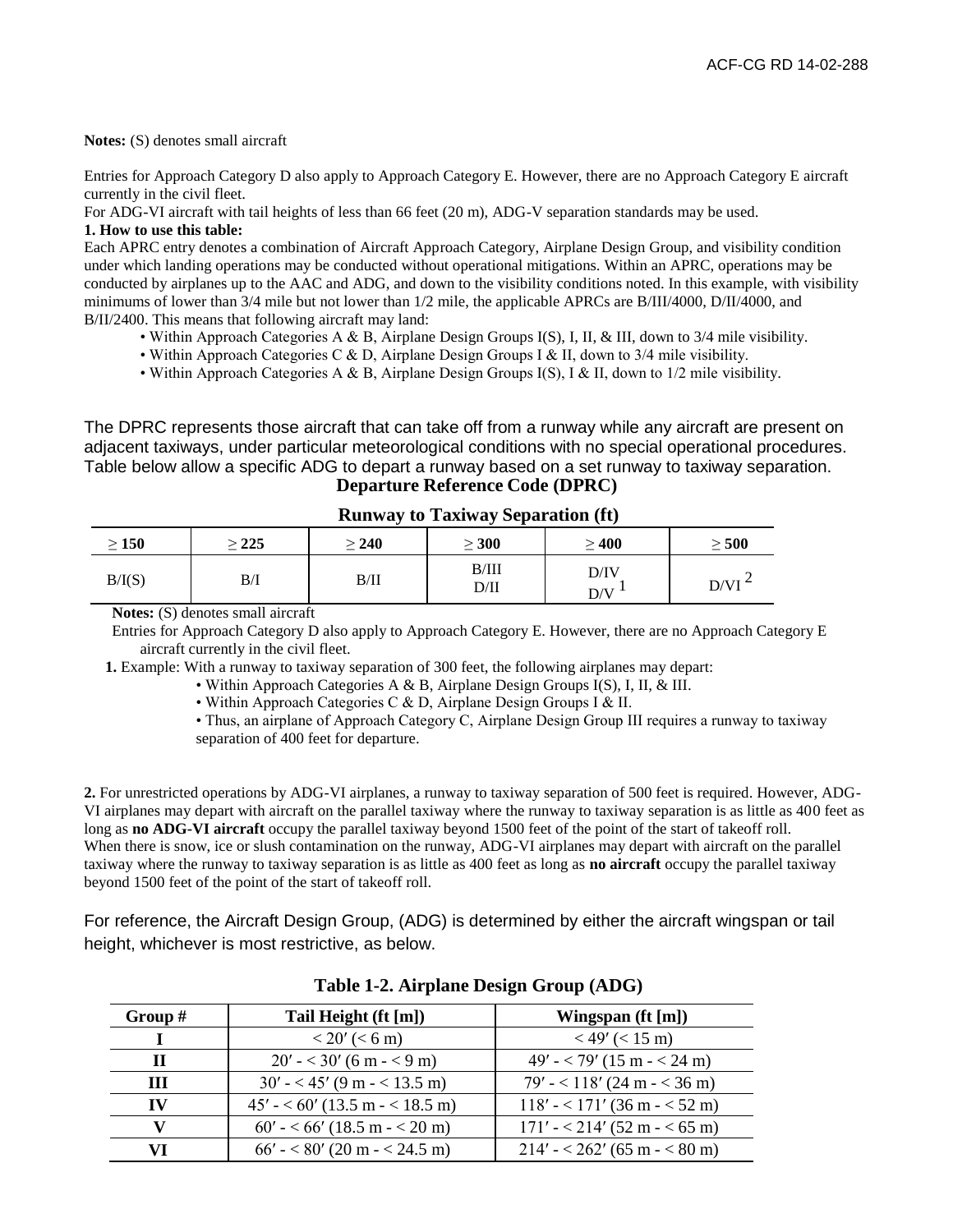**Notes:** (S) denotes small aircraft

Entries for Approach Category D also apply to Approach Category E. However, there are no Approach Category E aircraft currently in the civil fleet.

For ADG-VI aircraft with tail heights of less than 66 feet (20 m), ADG-V separation standards may be used.

**1. How to use this table:**

Each APRC entry denotes a combination of Aircraft Approach Category, Airplane Design Group, and visibility condition under which landing operations may be conducted without operational mitigations. Within an APRC, operations may be conducted by airplanes up to the AAC and ADG, and down to the visibility conditions noted. In this example, with visibility minimums of lower than 3/4 mile but not lower than 1/2 mile, the applicable APRCs are B/III/4000, D/II/4000, and B/II/2400. This means that following aircraft may land:

- Within Approach Categories A & B, Airplane Design Groups I(S), II, & III, down to 3/4 mile visibility.
- Within Approach Categories C & D, Airplane Design Groups I & II, down to 3/4 mile visibility.
- Within Approach Categories A & B, Airplane Design Groups I(S), I & II, down to 1/2 mile visibility.

The DPRC represents those aircraft that can take off from a runway while any aircraft are present on adjacent taxiways, under particular meteorological conditions with no special operational procedures. Table below allow a specific ADG to depart a runway based on a set runway to taxiway separation.

**Departure Reference Code (DPRC)**

**Runway to Taxiway Separation (ft)**

| ≥ 150 | ≥ 225 | ≥ 240 | ≥ 300 | ≥ 400 | ≥ 500 |
|---|---|---|---|---|---|
| B/I(S) | B/I | B/II | B/III<br>D/II | D/IV<br>D/V [1] | D/VI [2] |

**Notes:** (S) denotes small aircraft

Entries for Approach Category D also apply to Approach Category E. However, there are no Approach Category E aircraft currently in the civil fleet.

**1.** Example: With a runway to taxiway separation of 300 feet, the following airplanes may depart:

- Within Approach Categories A & B, Airplane Design Groups I(S), I, II, & III.
- Within Approach Categories C & D, Airplane Design Groups I & II.
- Thus, an airplane of Approach Category C, Airplane Design Group III requires a runway to taxiway separation of 400 feet for departure.

**2.** For unrestricted operations by ADG-VI airplanes, a runway to taxiway separation of 500 feet is required. However, ADG-VI airplanes may depart with aircraft on the parallel taxiway where the runway to taxiway separation is as little as 400 feet as long as **no ADG-VI aircraft** occupy the parallel taxiway beyond 1500 feet of the point of the start of takeoff roll.
When there is snow, ice or slush contamination on the runway, ADG-VI airplanes may depart with aircraft on the parallel taxiway where the runway to taxiway separation is as little as 400 feet as long as **no aircraft** occupy the parallel taxiway beyond 1500 feet of the point of the start of takeoff roll.

For reference, the Aircraft Design Group, (ADG) is determined by either the aircraft wingspan or tail height, whichever is most restrictive, as below.

**Table 1-2. Airplane Design Group (ADG)**

| Group # | Tail Height (ft [m]) | Wingspan (ft [m]) |
|---|---|---|
| **I** | < 20′ (< 6 m) | < 49′ (< 15 m) |
| **II** | 20′ - < 30′ (6 m - < 9 m) | 49′ - < 79′ (15 m - < 24 m) |
| **III** | 30′ - < 45′ (9 m - < 13.5 m) | 79′ - < 118′ (24 m - < 36 m) |
| **IV** | 45′ - < 60′ (13.5 m - < 18.5 m) | 118′ - < 171′ (36 m - < 52 m) |
| **V** | 60′ - < 66′ (18.5 m - < 20 m) | 171′ - < 214′ (52 m - < 65 m) |
| **VI** | 66′ - < 80′ (20 m - < 24.5 m) | 214′ - < 262′ (65 m - < 80 m) |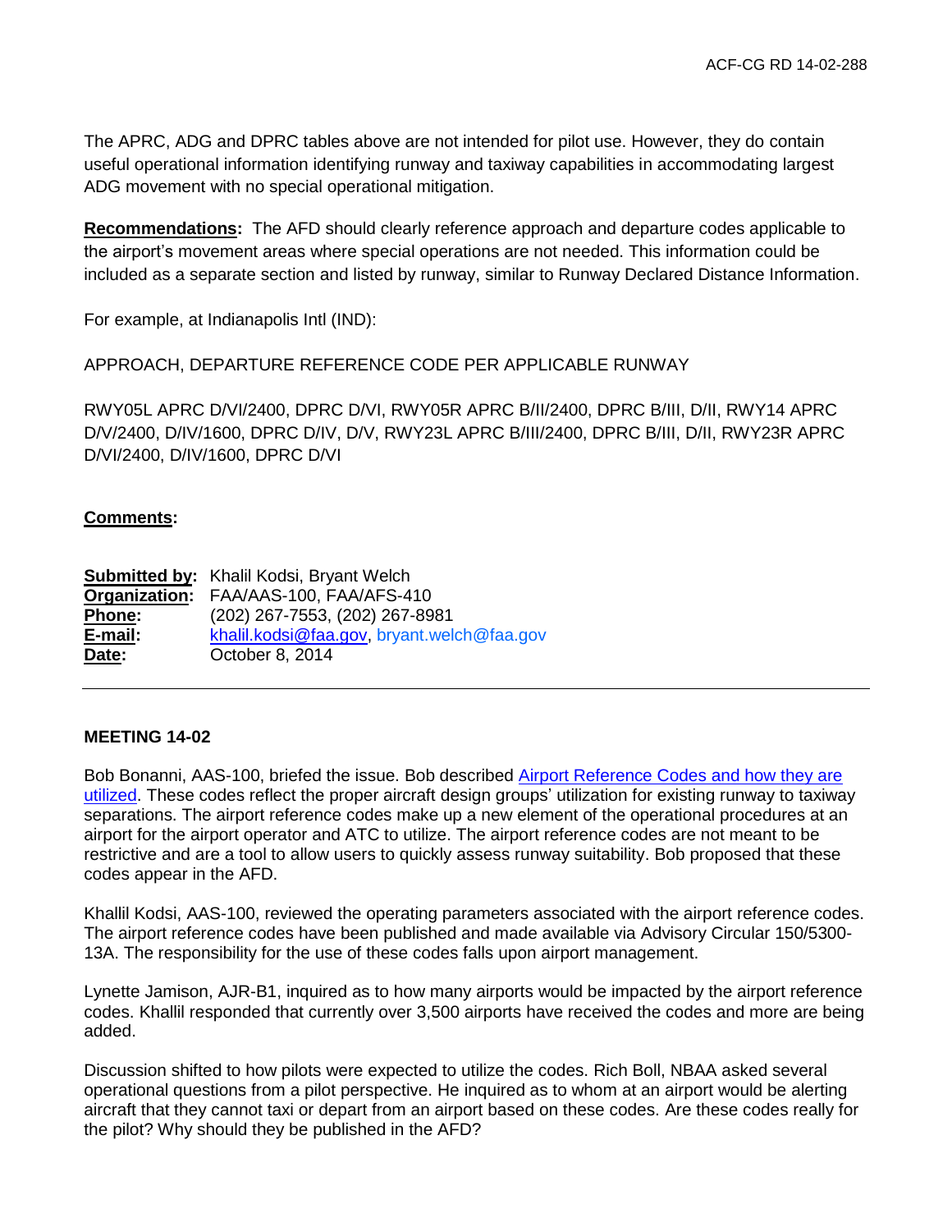The APRC, ADG and DPRC tables above are not intended for pilot use. However, they do contain useful operational information identifying runway and taxiway capabilities in accommodating largest ADG movement with no special operational mitigation.

**Recommendations:** The AFD should clearly reference approach and departure codes applicable to the airport's movement areas where special operations are not needed. This information could be included as a separate section and listed by runway, similar to Runway Declared Distance Information.

For example, at Indianapolis Intl (IND):

APPROACH, DEPARTURE REFERENCE CODE PER APPLICABLE RUNWAY

RWY05L APRC D/VI/2400, DPRC D/VI, RWY05R APRC B/II/2400, DPRC B/III, D/II, RWY14 APRC D/V/2400, D/IV/1600, DPRC D/IV, D/V, RWY23L APRC B/III/2400, DPRC B/III, D/II, RWY23R APRC D/VI/2400, D/IV/1600, DPRC D/VI

**Comments:**

**Submitted by:** Khalil Kodsi, Bryant Welch
**Organization:** FAA/AAS-100, FAA/AFS-410
**Phone:** (202) 267-7553, (202) 267-8981
**E-mail:** khalil.kodsi@faa.gov, bryant.welch@faa.gov
**Date:** October 8, 2014

---

**MEETING 14-02**

Bob Bonanni, AAS-100, briefed the issue. Bob described Airport Reference Codes and how they are utilized. These codes reflect the proper aircraft design groups' utilization for existing runway to taxiway separations. The airport reference codes make up a new element of the operational procedures at an airport for the airport operator and ATC to utilize. The airport reference codes are not meant to be restrictive and are a tool to allow users to quickly assess runway suitability. Bob proposed that these codes appear in the AFD.

Khallil Kodsi, AAS-100, reviewed the operating parameters associated with the airport reference codes. The airport reference codes have been published and made available via Advisory Circular 150/5300-13A. The responsibility for the use of these codes falls upon airport management.

Lynette Jamison, AJR-B1, inquired as to how many airports would be impacted by the airport reference codes. Khallil responded that currently over 3,500 airports have received the codes and more are being added.

Discussion shifted to how pilots were expected to utilize the codes. Rich Boll, NBAA asked several operational questions from a pilot perspective. He inquired as to whom at an airport would be alerting aircraft that they cannot taxi or depart from an airport based on these codes. Are these codes really for the pilot? Why should they be published in the AFD?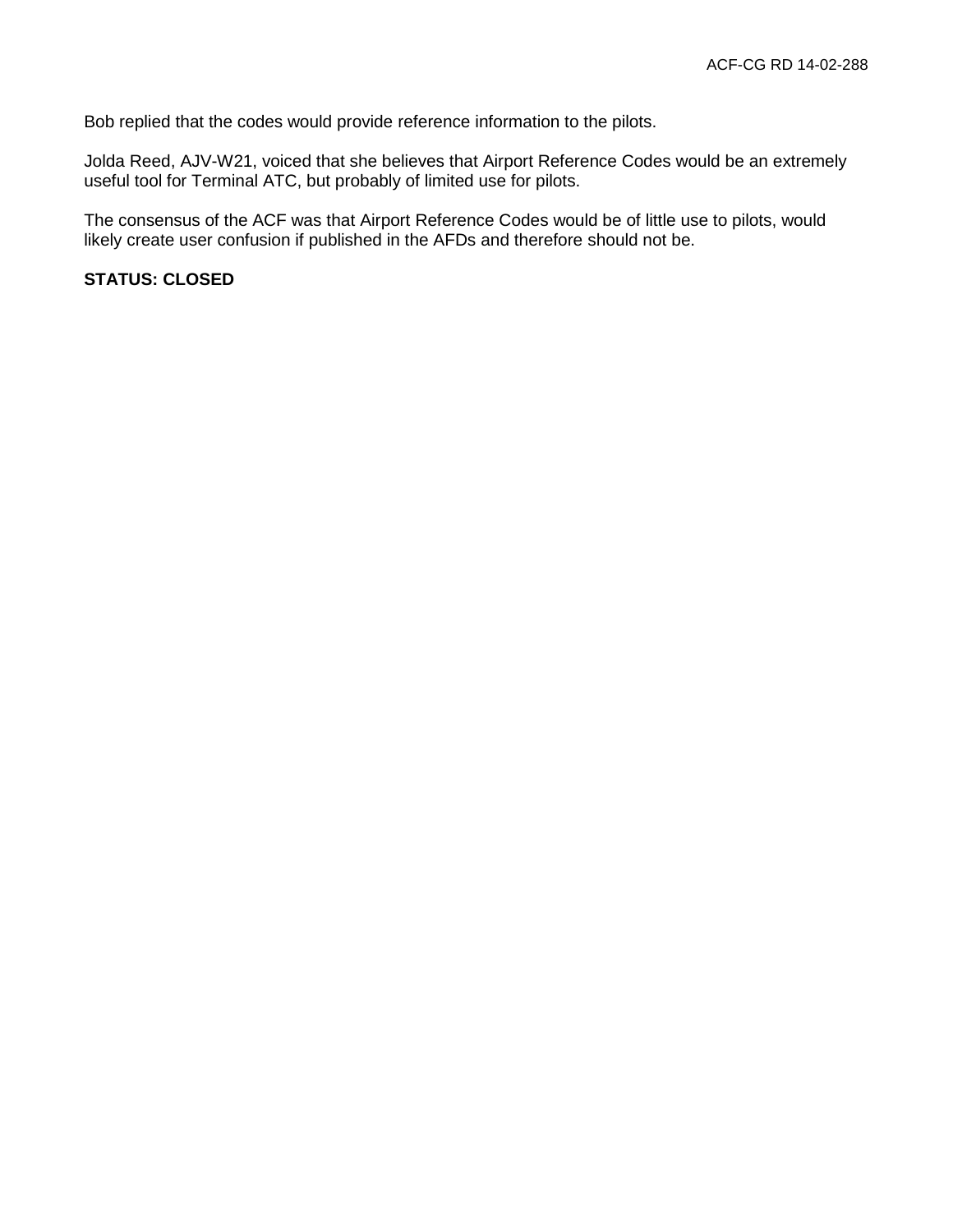Bob replied that the codes would provide reference information to the pilots.

Jolda Reed, AJV-W21, voiced that she believes that Airport Reference Codes would be an extremely useful tool for Terminal ATC, but probably of limited use for pilots.

The consensus of the ACF was that Airport Reference Codes would be of little use to pilots, would likely create user confusion if published in the AFDs and therefore should not be.

**STATUS: CLOSED**